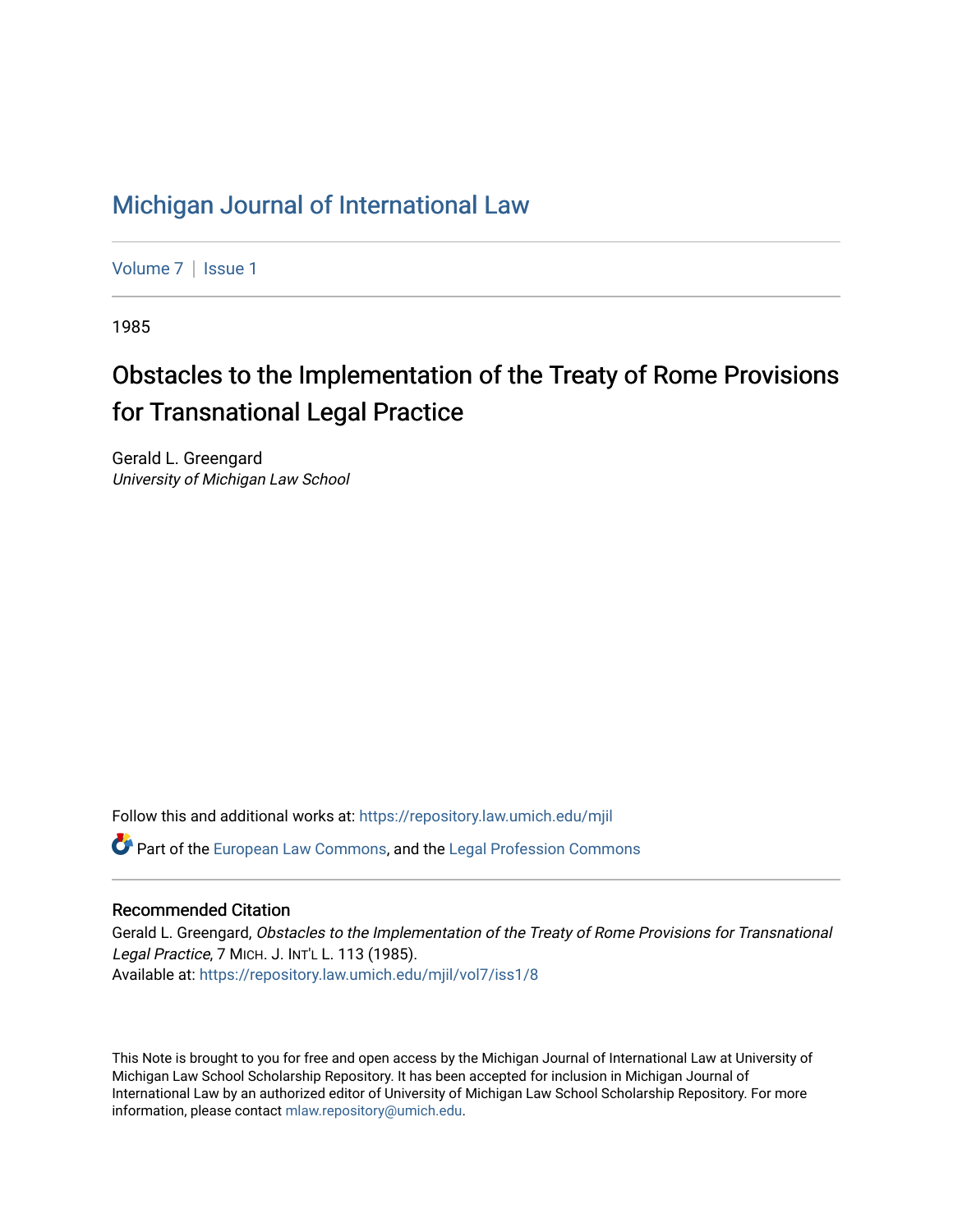# Michigan Journal of International Law

Volume 7 | Issue 1

1985

## Obstacles to the Implementation of the Treaty of Rome Provisions for Transnational Legal Practice

Gerald L. Greengard
*University of Michigan Law School*

Follow this and additional works at: https://repository.law.umich.edu/mjil

Part of the European Law Commons, and the Legal Profession Commons

### Recommended Citation

Gerald L. Greengard, *Obstacles to the Implementation of the Treaty of Rome Provisions for Transnational Legal Practice*, 7 MICH. J. INT'L L. 113 (1985).
Available at: https://repository.law.umich.edu/mjil/vol7/iss1/8

This Note is brought to you for free and open access by the Michigan Journal of International Law at University of Michigan Law School Scholarship Repository. It has been accepted for inclusion in Michigan Journal of International Law by an authorized editor of University of Michigan Law School Scholarship Repository. For more information, please contact mlaw.repository@umich.edu.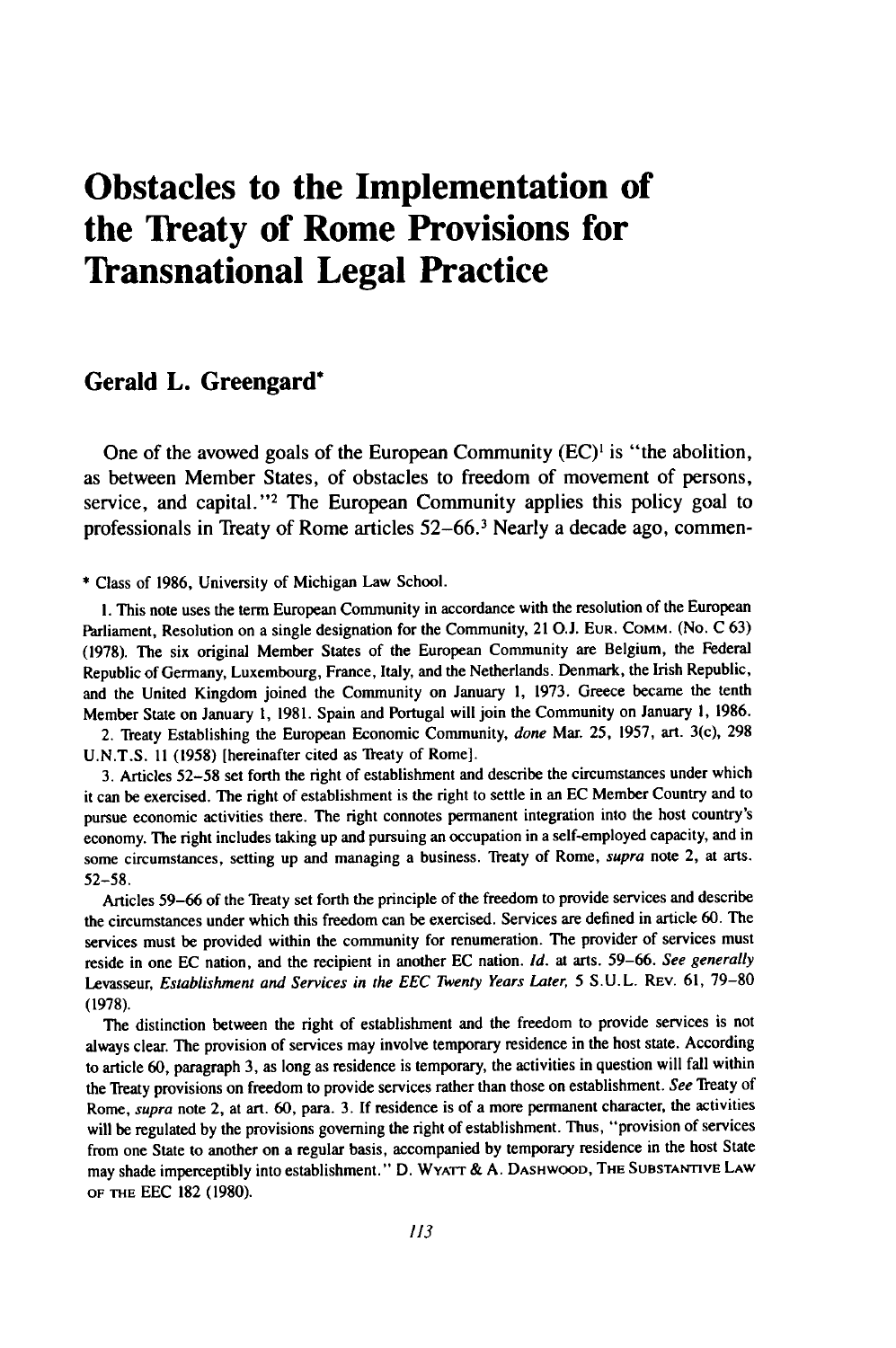# Obstacles to the Implementation of the Treaty of Rome Provisions for Transnational Legal Practice

## Gerald L. Greengard*

One of the avowed goals of the European Community (EC)[1] is "the abolition, as between Member States, of obstacles to freedom of movement of persons, service, and capital."[2] The European Community applies this policy goal to professionals in Treaty of Rome articles 52–66.[3] Nearly a decade ago, commen-

\* Class of 1986, University of Michigan Law School.

1. This note uses the term European Community in accordance with the resolution of the European Parliament, Resolution on a single designation for the Community, 21 O.J. EUR. COMM. (No. C 63) (1978). The six original Member States of the European Community are Belgium, the Federal Republic of Germany, Luxembourg, France, Italy, and the Netherlands. Denmark, the Irish Republic, and the United Kingdom joined the Community on January 1, 1973. Greece became the tenth Member State on January 1, 1981. Spain and Portugal will join the Community on January 1, 1986.

2. Treaty Establishing the European Economic Community, *done* Mar. 25, 1957, art. 3(c), 298 U.N.T.S. 11 (1958) [hereinafter cited as Treaty of Rome].

3. Articles 52–58 set forth the right of establishment and describe the circumstances under which it can be exercised. The right of establishment is the right to settle in an EC Member Country and to pursue economic activities there. The right connotes permanent integration into the host country's economy. The right includes taking up and pursuing an occupation in a self-employed capacity, and in some circumstances, setting up and managing a business. Treaty of Rome, *supra* note 2, at arts. 52–58.

Articles 59–66 of the Treaty set forth the principle of the freedom to provide services and describe the circumstances under which this freedom can be exercised. Services are defined in article 60. The services must be provided within the community for renumeration. The provider of services must reside in one EC nation, and the recipient in another EC nation. *Id.* at arts. 59–66. *See generally* Levasseur, *Establishment and Services in the EEC Twenty Years Later,* 5 S.U.L. REV. 61, 79–80 (1978).

The distinction between the right of establishment and the freedom to provide services is not always clear. The provision of services may involve temporary residence in the host state. According to article 60, paragraph 3, as long as residence is temporary, the activities in question will fall within the Treaty provisions on freedom to provide services rather than those on establishment. *See* Treaty of Rome, *supra* note 2, at art. 60, para. 3. If residence is of a more permanent character, the activities will be regulated by the provisions governing the right of establishment. Thus, "provision of services from one State to another on a regular basis, accompanied by temporary residence in the host State may shade imperceptibly into establishment." D. WYATT & A. DASHWOOD, THE SUBSTANTIVE LAW OF THE EEC 182 (1980).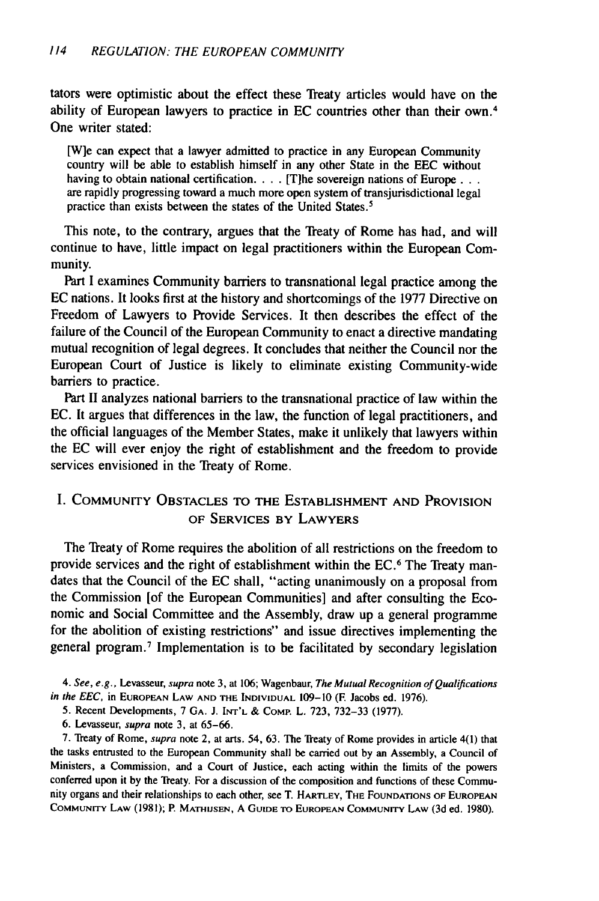tators were optimistic about the effect these Treaty articles would have on the ability of European lawyers to practice in EC countries other than their own.[4] One writer stated:

> [W]e can expect that a lawyer admitted to practice in any European Community country will be able to establish himself in any other State in the EEC without having to obtain national certification. . . . [T]he sovereign nations of Europe . . . are rapidly progressing toward a much more open system of transjurisdictional legal practice than exists between the states of the United States.[5]

This note, to the contrary, argues that the Treaty of Rome has had, and will continue to have, little impact on legal practitioners within the European Community.

Part I examines Community barriers to transnational legal practice among the EC nations. It looks first at the history and shortcomings of the 1977 Directive on Freedom of Lawyers to Provide Services. It then describes the effect of the failure of the Council of the European Community to enact a directive mandating mutual recognition of legal degrees. It concludes that neither the Council nor the European Court of Justice is likely to eliminate existing Community-wide barriers to practice.

Part II analyzes national barriers to the transnational practice of law within the EC. It argues that differences in the law, the function of legal practitioners, and the official languages of the Member States, make it unlikely that lawyers within the EC will ever enjoy the right of establishment and the freedom to provide services envisioned in the Treaty of Rome.

## I. Community Obstacles to the Establishment and Provision of Services by Lawyers

The Treaty of Rome requires the abolition of all restrictions on the freedom to provide services and the right of establishment within the EC.[6] The Treaty mandates that the Council of the EC shall, "acting unanimously on a proposal from the Commission [of the European Communities] and after consulting the Economic and Social Committee and the Assembly, draw up a general programme for the abolition of existing restrictions" and issue directives implementing the general program.[7] Implementation is to be facilitated by secondary legislation

4. *See, e.g.*, Levasseur, *supra* note 3, at 106; Wagenbaur, *The Mutual Recognition of Qualifications in the EEC*, in European Law and the Individual 109–10 (F. Jacobs ed. 1976).

5. Recent Developments, 7 Ga. J. Int'l & Comp. L. 723, 732–33 (1977).

6. Levasseur, *supra* note 3, at 65–66.

7. Treaty of Rome, *supra* note 2, at arts. 54, 63. The Treaty of Rome provides in article 4(1) that the tasks entrusted to the European Community shall be carried out by an Assembly, a Council of Ministers, a Commission, and a Court of Justice, each acting within the limits of the powers conferred upon it by the Treaty. For a discussion of the composition and functions of these Community organs and their relationships to each other, see T. Hartley, The Foundations of European Community Law (1981); P. Mathijsen, A Guide to European Community Law (3d ed. 1980).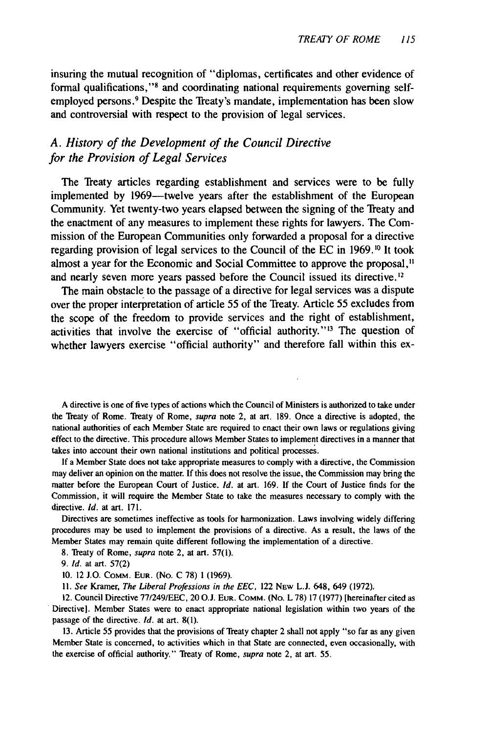insuring the mutual recognition of "diplomas, certificates and other evidence of formal qualifications,"[8] and coordinating national requirements governing self-employed persons.[9] Despite the Treaty's mandate, implementation has been slow and controversial with respect to the provision of legal services.

## *A. History of the Development of the Council Directive for the Provision of Legal Services*

The Treaty articles regarding establishment and services were to be fully implemented by 1969—twelve years after the establishment of the European Community. Yet twenty-two years elapsed between the signing of the Treaty and the enactment of any measures to implement these rights for lawyers. The Commission of the European Communities only forwarded a proposal for a directive regarding provision of legal services to the Council of the EC in 1969.[10] It took almost a year for the Economic and Social Committee to approve the proposal,[11] and nearly seven more years passed before the Council issued its directive.[12]

The main obstacle to the passage of a directive for legal services was a dispute over the proper interpretation of article 55 of the Treaty. Article 55 excludes from the scope of the freedom to provide services and the right of establishment, activities that involve the exercise of "official authority."[13] The question of whether lawyers exercise "official authority" and therefore fall within this ex-

---

A directive is one of five types of actions which the Council of Ministers is authorized to take under the Treaty of Rome. Treaty of Rome, *supra* note 2, at art. 189. Once a directive is adopted, the national authorities of each Member State are required to enact their own laws or regulations giving effect to the directive. This procedure allows Member States to implement directives in a manner that takes into account their own national institutions and political processes.

If a Member State does not take appropriate measures to comply with a directive, the Commission may deliver an opinion on the matter. If this does not resolve the issue, the Commission may bring the matter before the European Court of Justice. *Id.* at art. 169. If the Court of Justice finds for the Commission, it will require the Member State to take the measures necessary to comply with the directive. *Id.* at art. 171.

Directives are sometimes ineffective as tools for harmonization. Laws involving widely differing procedures may be used to implement the provisions of a directive. As a result, the laws of the Member States may remain quite different following the implementation of a directive.

8. Treaty of Rome, *supra* note 2, at art. 57(1).

9. *Id.* at art. 57(2)

10. 12 J.O. COMM. EUR. (NO. C 78) 1 (1969).

11. *See* Kramer, *The Liberal Professions in the EEC*, 122 NEW L.J. 648, 649 (1972).

12. Council Directive 77/249/EEC, 20 O.J. EUR. COMM. (NO. L 78) 17 (1977) [hereinafter cited as Directive]. Member States were to enact appropriate national legislation within two years of the passage of the directive. *Id.* at art. 8(1).

13. Article 55 provides that the provisions of Treaty chapter 2 shall not apply "so far as any given Member State is concerned, to activities which in that State are connected, even occasionally, with the exercise of official authority." Treaty of Rome, *supra* note 2, at art. 55.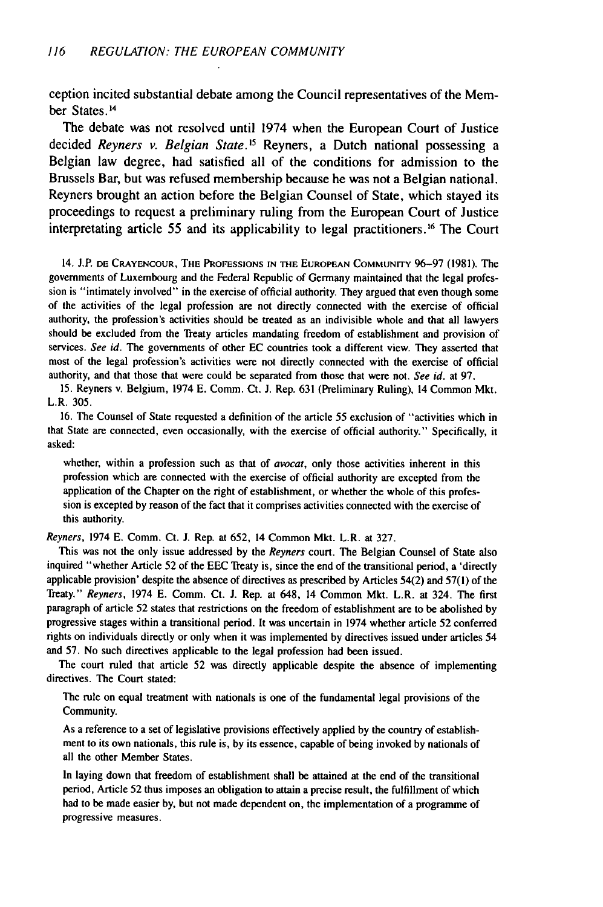ception incited substantial debate among the Council representatives of the Member States.[14]

The debate was not resolved until 1974 when the European Court of Justice decided *Reyners v. Belgian State*.[15] Reyners, a Dutch national possessing a Belgian law degree, had satisfied all of the conditions for admission to the Brussels Bar, but was refused membership because he was not a Belgian national. Reyners brought an action before the Belgian Counsel of State, which stayed its proceedings to request a preliminary ruling from the European Court of Justice interpretating article 55 and its applicability to legal practitioners.[16] The Court

14. J.P. DE CRAYENCOUR, THE PROFESSIONS IN THE EUROPEAN COMMUNITY 96–97 (1981). The governments of Luxembourg and the Federal Republic of Germany maintained that the legal profession is "intimately involved" in the exercise of official authority. They argued that even though some of the activities of the legal profession are not directly connected with the exercise of official authority, the profession's activities should be treated as an indivisible whole and that all lawyers should be excluded from the Treaty articles mandating freedom of establishment and provision of services. *See id.* The governments of other EC countries took a different view. They asserted that most of the legal profession's activities were not directly connected with the exercise of official authority, and that those that were could be separated from those that were not. *See id.* at 97.

15. Reyners v. Belgium, 1974 E. Comm. Ct. J. Rep. 631 (Preliminary Ruling), 14 Common Mkt. L.R. 305.

16. The Counsel of State requested a definition of the article 55 exclusion of "activities which in that State are connected, even occasionally, with the exercise of official authority." Specifically, it asked:

> whether, within a profession such as that of *avocat*, only those activities inherent in this profession which are connected with the exercise of official authority are excepted from the application of the Chapter on the right of establishment, or whether the whole of this profession is excepted by reason of the fact that it comprises activities connected with the exercise of this authority.

*Reyners*, 1974 E. Comm. Ct. J. Rep. at 652, 14 Common Mkt. L.R. at 327.

This was not the only issue addressed by the *Reyners* court. The Belgian Counsel of State also inquired "whether Article 52 of the EEC Treaty is, since the end of the transitional period, a 'directly applicable provision' despite the absence of directives as prescribed by Articles 54(2) and 57(1) of the Treaty." *Reyners*, 1974 E. Comm. Ct. J. Rep. at 648, 14 Common Mkt. L.R. at 324. The first paragraph of article 52 states that restrictions on the freedom of establishment are to be abolished by progressive stages within a transitional period. It was uncertain in 1974 whether article 52 conferred rights on individuals directly or only when it was implemented by directives issued under articles 54 and 57. No such directives applicable to the legal profession had been issued.

The court ruled that article 52 was directly applicable despite the absence of implementing directives. The Court stated:

> The rule on equal treatment with nationals is one of the fundamental legal provisions of the Community.
>
> As a reference to a set of legislative provisions effectively applied by the country of establishment to its own nationals, this rule is, by its essence, capable of being invoked by nationals of all the other Member States.
>
> In laying down that freedom of establishment shall be attained at the end of the transitional period, Article 52 thus imposes an obligation to attain a precise result, the fulfillment of which had to be made easier by, but not made dependent on, the implementation of a programme of progressive measures.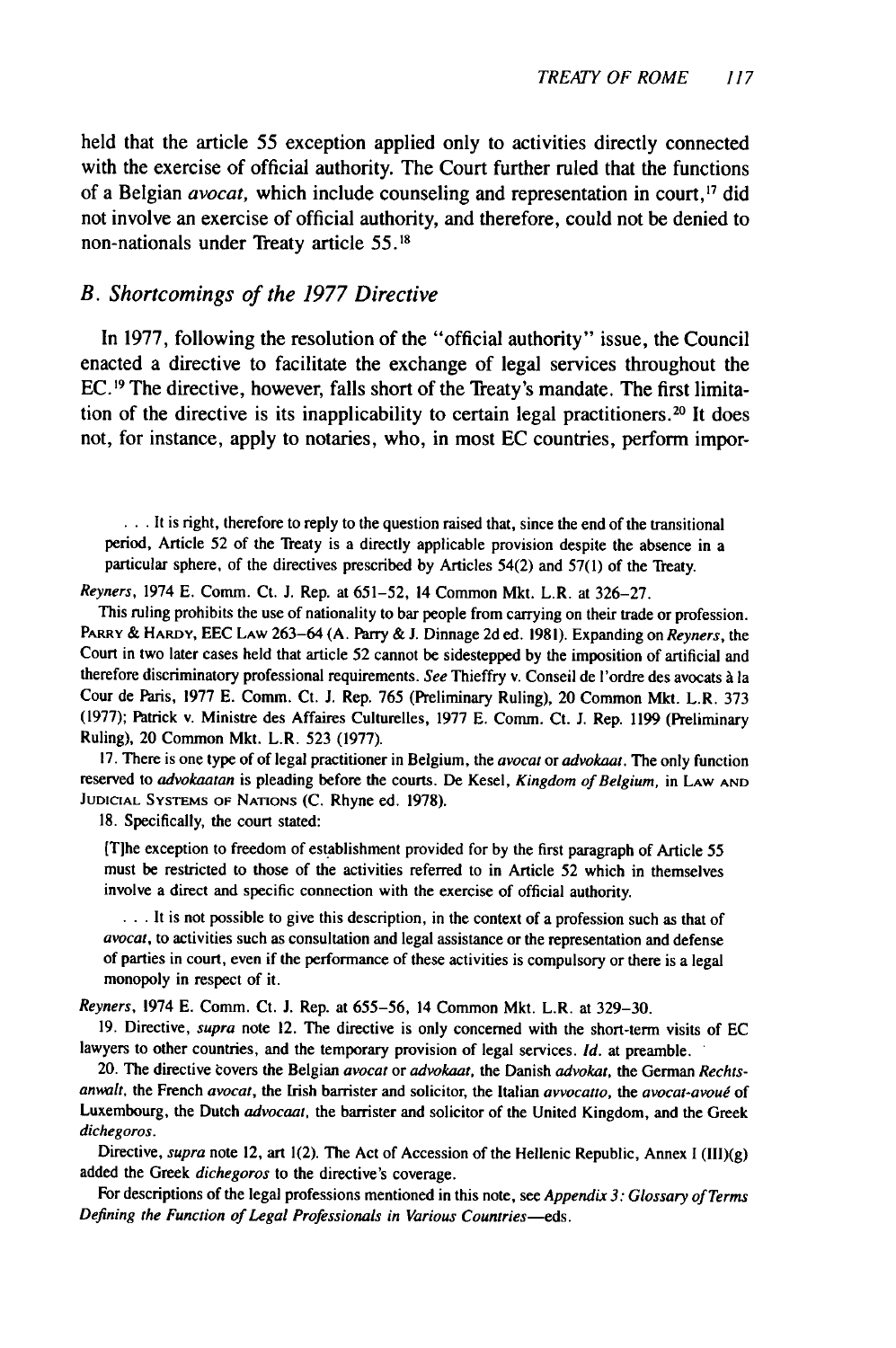held that the article 55 exception applied only to activities directly connected with the exercise of official authority. The Court further ruled that the functions of a Belgian *avocat*, which include counseling and representation in court,[17] did not involve an exercise of official authority, and therefore, could not be denied to non-nationals under Treaty article 55.[18]

## B. Shortcomings of the 1977 Directive

In 1977, following the resolution of the "official authority" issue, the Council enacted a directive to facilitate the exchange of legal services throughout the EC.[19] The directive, however, falls short of the Treaty's mandate. The first limitation of the directive is its inapplicability to certain legal practitioners.[20] It does not, for instance, apply to notaries, who, in most EC countries, perform impor-

> . . . It is right, therefore to reply to the question raised that, since the end of the transitional period, Article 52 of the Treaty is a directly applicable provision despite the absence in a particular sphere, of the directives prescribed by Articles 54(2) and 57(1) of the Treaty.

*Reyners*, 1974 E. Comm. Ct. J. Rep. at 651–52, 14 Common Mkt. L.R. at 326–27.

This ruling prohibits the use of nationality to bar people from carrying on their trade or profession. PARRY & HARDY, EEC LAW 263–64 (A. Parry & J. Dinnage 2d ed. 1981). Expanding on *Reyners*, the Court in two later cases held that article 52 cannot be sidestepped by the imposition of artificial and therefore discriminatory professional requirements. *See* Thieffry v. Conseil de l'ordre des avocats à la Cour de Paris, 1977 E. Comm. Ct. J. Rep. 765 (Preliminary Ruling), 20 Common Mkt. L.R. 373 (1977); Patrick v. Ministre des Affaires Culturelles, 1977 E. Comm. Ct. J. Rep. 1199 (Preliminary Ruling), 20 Common Mkt. L.R. 523 (1977).

17. There is one type of of legal practitioner in Belgium, the *avocat* or *advokaat*. The only function reserved to *advokaatan* is pleading before the courts. De Kesel, *Kingdom of Belgium*, in LAW AND JUDICIAL SYSTEMS OF NATIONS (C. Rhyne ed. 1978).

18. Specifically, the court stated:

> [T]he exception to freedom of establishment provided for by the first paragraph of Article 55 must be restricted to those of the activities referred to in Article 52 which in themselves involve a direct and specific connection with the exercise of official authority.
>
> . . . It is not possible to give this description, in the context of a profession such as that of *avocat*, to activities such as consultation and legal assistance or the representation and defense of parties in court, even if the performance of these activities is compulsory or there is a legal monopoly in respect of it.

*Reyners*, 1974 E. Comm. Ct. J. Rep. at 655–56, 14 Common Mkt. L.R. at 329–30.

19. Directive, *supra* note 12. The directive is only concerned with the short-term visits of EC lawyers to other countries, and the temporary provision of legal services. *Id.* at preamble.

20. The directive covers the Belgian *avocat* or *advokaat*, the Danish *advokat*, the German *Rechtsanwalt*, the French *avocat*, the Irish barrister and solicitor, the Italian *avvocatto*, the *avocat-avoué* of Luxembourg, the Dutch *advocaat*, the barrister and solicitor of the United Kingdom, and the Greek *dichegoros*.

Directive, *supra* note 12, art 1(2). The Act of Accession of the Hellenic Republic, Annex I (III)(g) added the Greek *dichegoros* to the directive's coverage.

For descriptions of the legal professions mentioned in this note, see *Appendix 3: Glossary of Terms Defining the Function of Legal Professionals in Various Countries*—eds.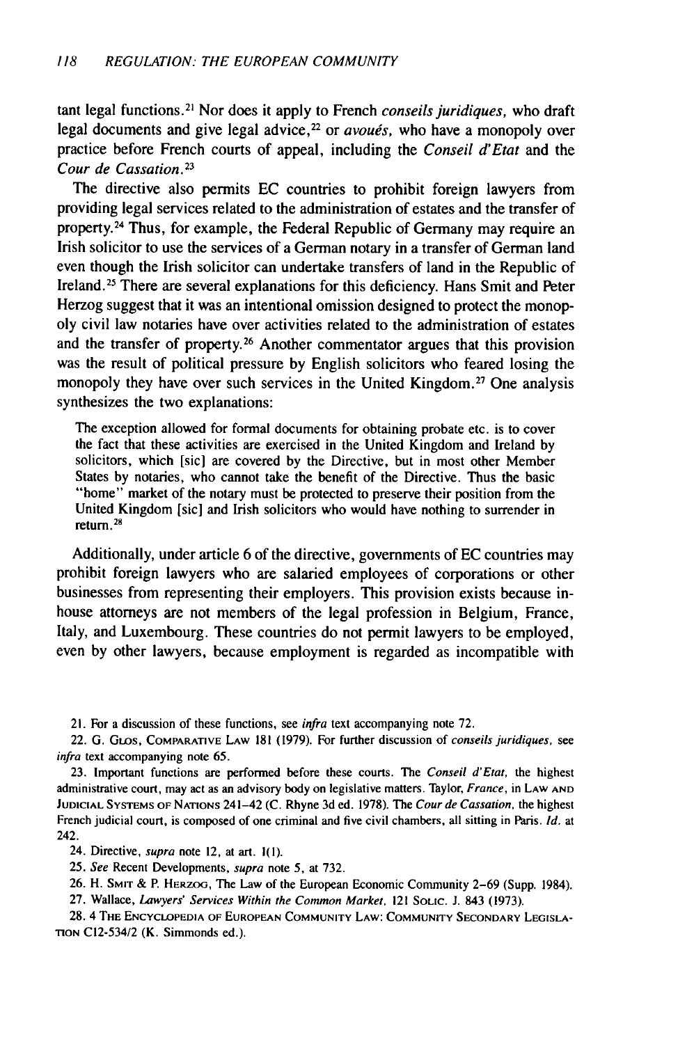tant legal functions.[21] Nor does it apply to French *conseils juridiques*, who draft legal documents and give legal advice,[22] or *avoués*, who have a monopoly over practice before French courts of appeal, including the *Conseil d'Etat* and the *Cour de Cassation*.[23]

The directive also permits EC countries to prohibit foreign lawyers from providing legal services related to the administration of estates and the transfer of property.[24] Thus, for example, the Federal Republic of Germany may require an Irish solicitor to use the services of a German notary in a transfer of German land even though the Irish solicitor can undertake transfers of land in the Republic of Ireland.[25] There are several explanations for this deficiency. Hans Smit and Peter Herzog suggest that it was an intentional omission designed to protect the monopoly civil law notaries have over activities related to the administration of estates and the transfer of property.[26] Another commentator argues that this provision was the result of political pressure by English solicitors who feared losing the monopoly they have over such services in the United Kingdom.[27] One analysis synthesizes the two explanations:

> The exception allowed for formal documents for obtaining probate etc. is to cover the fact that these activities are exercised in the United Kingdom and Ireland by solicitors, which [sic] are covered by the Directive, but in most other Member States by notaries, who cannot take the benefit of the Directive. Thus the basic "home" market of the notary must be protected to preserve their position from the United Kingdom [sic] and Irish solicitors who would have nothing to surrender in return.[28]

Additionally, under article 6 of the directive, governments of EC countries may prohibit foreign lawyers who are salaried employees of corporations or other businesses from representing their employers. This provision exists because in-house attorneys are not members of the legal profession in Belgium, France, Italy, and Luxembourg. These countries do not permit lawyers to be employed, even by other lawyers, because employment is regarded as incompatible with

21. For a discussion of these functions, see *infra* text accompanying note 72.

22. G. Glos, Comparative Law 181 (1979). For further discussion of *conseils juridiques*, see *infra* text accompanying note 65.

23. Important functions are performed before these courts. The *Conseil d'Etat*, the highest administrative court, may act as an advisory body on legislative matters. Taylor, *France*, in Law and Judicial Systems of Nations 241–42 (C. Rhyne 3d ed. 1978). The *Cour de Cassation*, the highest French judicial court, is composed of one criminal and five civil chambers, all sitting in Paris. *Id.* at 242.

24. Directive, *supra* note 12, at art. 1(1).

25. *See* Recent Developments, *supra* note 5, at 732.

26. H. Smit & P. Herzog, The Law of the European Economic Community 2–69 (Supp. 1984).

27. Wallace, *Lawyers' Services Within the Common Market*, 121 Solic. J. 843 (1973).

28. 4 The Encyclopedia of European Community Law: Community Secondary Legislation C12-534/2 (K. Simmonds ed.).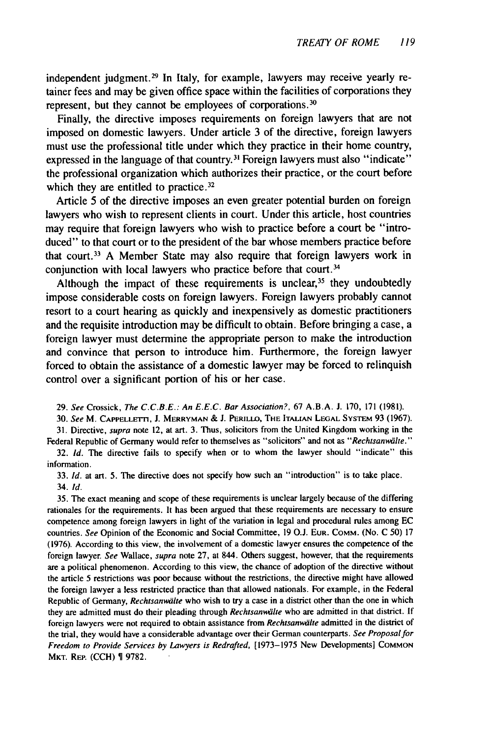independent judgment.[29] In Italy, for example, lawyers may receive yearly retainer fees and may be given office space within the facilities of corporations they represent, but they cannot be employees of corporations.[30]

Finally, the directive imposes requirements on foreign lawyers that are not imposed on domestic lawyers. Under article 3 of the directive, foreign lawyers must use the professional title under which they practice in their home country, expressed in the language of that country.[31] Foreign lawyers must also "indicate" the professional organization which authorizes their practice, or the court before which they are entitled to practice.[32]

Article 5 of the directive imposes an even greater potential burden on foreign lawyers who wish to represent clients in court. Under this article, host countries may require that foreign lawyers who wish to practice before a court be "introduced" to that court or to the president of the bar whose members practice before that court.[33] A Member State may also require that foreign lawyers work in conjunction with local lawyers who practice before that court.[34]

Although the impact of these requirements is unclear,[35] they undoubtedly impose considerable costs on foreign lawyers. Foreign lawyers probably cannot resort to a court hearing as quickly and inexpensively as domestic practitioners and the requisite introduction may be difficult to obtain. Before bringing a case, a foreign lawyer must determine the appropriate person to make the introduction and convince that person to introduce him. Furthermore, the foreign lawyer forced to obtain the assistance of a domestic lawyer may be forced to relinquish control over a significant portion of his or her case.

29. *See* Crossick, *The C.C.B.E.: An E.E.C. Bar Association?*, 67 A.B.A. J. 170, 171 (1981).

30. *See* M. Cappelletti, J. Merryman & J. Perillo, The Italian Legal System 93 (1967).

31. Directive, *supra* note 12, at art. 3. Thus, solicitors from the United Kingdom working in the Federal Republic of Germany would refer to themselves as "solicitors" and not as "*Rechtsanwälte*."

32. *Id.* The directive fails to specify when or to whom the lawyer should "indicate" this information.

33. *Id.* at art. 5. The directive does not specify how such an "introduction" is to take place.

34. *Id.*

35. The exact meaning and scope of these requirements is unclear largely because of the differing rationales for the requirements. It has been argued that these requirements are necessary to ensure competence among foreign lawyers in light of the variation in legal and procedural rules among EC countries. *See* Opinion of the Economic and Social Committee, 19 O.J. Eur. Comm. (No. C 50) 17 (1976). According to this view, the involvement of a domestic lawyer ensures the competence of the foreign lawyer. *See* Wallace, *supra* note 27, at 844. Others suggest, however, that the requirements are a political phenomenon. According to this view, the chance of adoption of the directive without the article 5 restrictions was poor because without the restrictions, the directive might have allowed the foreign lawyer a less restricted practice than that allowed nationals. For example, in the Federal Republic of Germany, *Rechtsanwälte* who wish to try a case in a district other than the one in which they are admitted must do their pleading through *Rechtsanwälte* who are admitted in that district. If foreign lawyers were not required to obtain assistance from *Rechtsanwälte* admitted in the district of the trial, they would have a considerable advantage over their German counterparts. *See Proposal for Freedom to Provide Services by Lawyers is Redrafted*, [1973–1975 New Developments] Common Mkt. Rep. (CCH) ¶ 9782.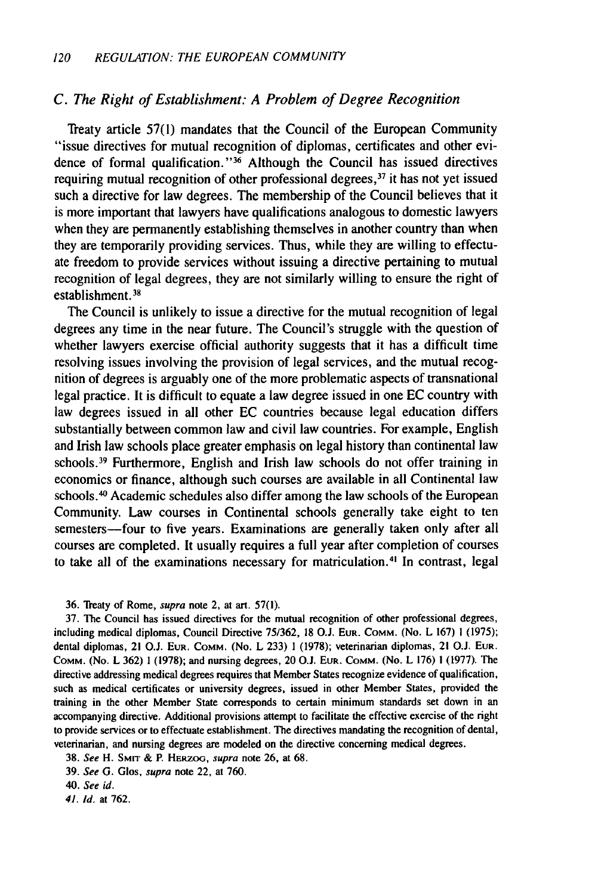### *C. The Right of Establishment: A Problem of Degree Recognition*

Treaty article 57(1) mandates that the Council of the European Community "issue directives for mutual recognition of diplomas, certificates and other evidence of formal qualification."[36] Although the Council has issued directives requiring mutual recognition of other professional degrees,[37] it has not yet issued such a directive for law degrees. The membership of the Council believes that it is more important that lawyers have qualifications analogous to domestic lawyers when they are permanently establishing themselves in another country than when they are temporarily providing services. Thus, while they are willing to effectuate freedom to provide services without issuing a directive pertaining to mutual recognition of legal degrees, they are not similarly willing to ensure the right of establishment.[38]

The Council is unlikely to issue a directive for the mutual recognition of legal degrees any time in the near future. The Council's struggle with the question of whether lawyers exercise official authority suggests that it has a difficult time resolving issues involving the provision of legal services, and the mutual recognition of degrees is arguably one of the more problematic aspects of transnational legal practice. It is difficult to equate a law degree issued in one EC country with law degrees issued in all other EC countries because legal education differs substantially between common law and civil law countries. For example, English and Irish law schools place greater emphasis on legal history than continental law schools.[39] Furthermore, English and Irish law schools do not offer training in economics or finance, although such courses are available in all Continental law schools.[40] Academic schedules also differ among the law schools of the European Community. Law courses in Continental schools generally take eight to ten semesters—four to five years. Examinations are generally taken only after all courses are completed. It usually requires a full year after completion of courses to take all of the examinations necessary for matriculation.[41] In contrast, legal

---

36. Treaty of Rome, *supra* note 2, at art. 57(1).

37. The Council has issued directives for the mutual recognition of other professional degrees, including medical diplomas, Council Directive 75/362, 18 O.J. EUR. COMM. (No. L 167) 1 (1975); dental diplomas, 21 O.J. EUR. COMM. (No. L 233) 1 (1978); veterinarian diplomas, 21 O.J. EUR. COMM. (No. L 362) 1 (1978); and nursing degrees, 20 O.J. EUR. COMM. (No. L 176) 1 (1977). The directive addressing medical degrees requires that Member States recognize evidence of qualification, such as medical certificates or university degrees, issued in other Member States, provided the training in the other Member State corresponds to certain minimum standards set down in an accompanying directive. Additional provisions attempt to facilitate the effective exercise of the right to provide services or to effectuate establishment. The directives mandating the recognition of dental, veterinarian, and nursing degrees are modeled on the directive concerning medical degrees.

38. *See* H. SMIT & P. HERZOG, *supra* note 26, at 68.

39. *See* G. Glos, *supra* note 22, at 760.

40. *See id.*

41. *Id.* at 762.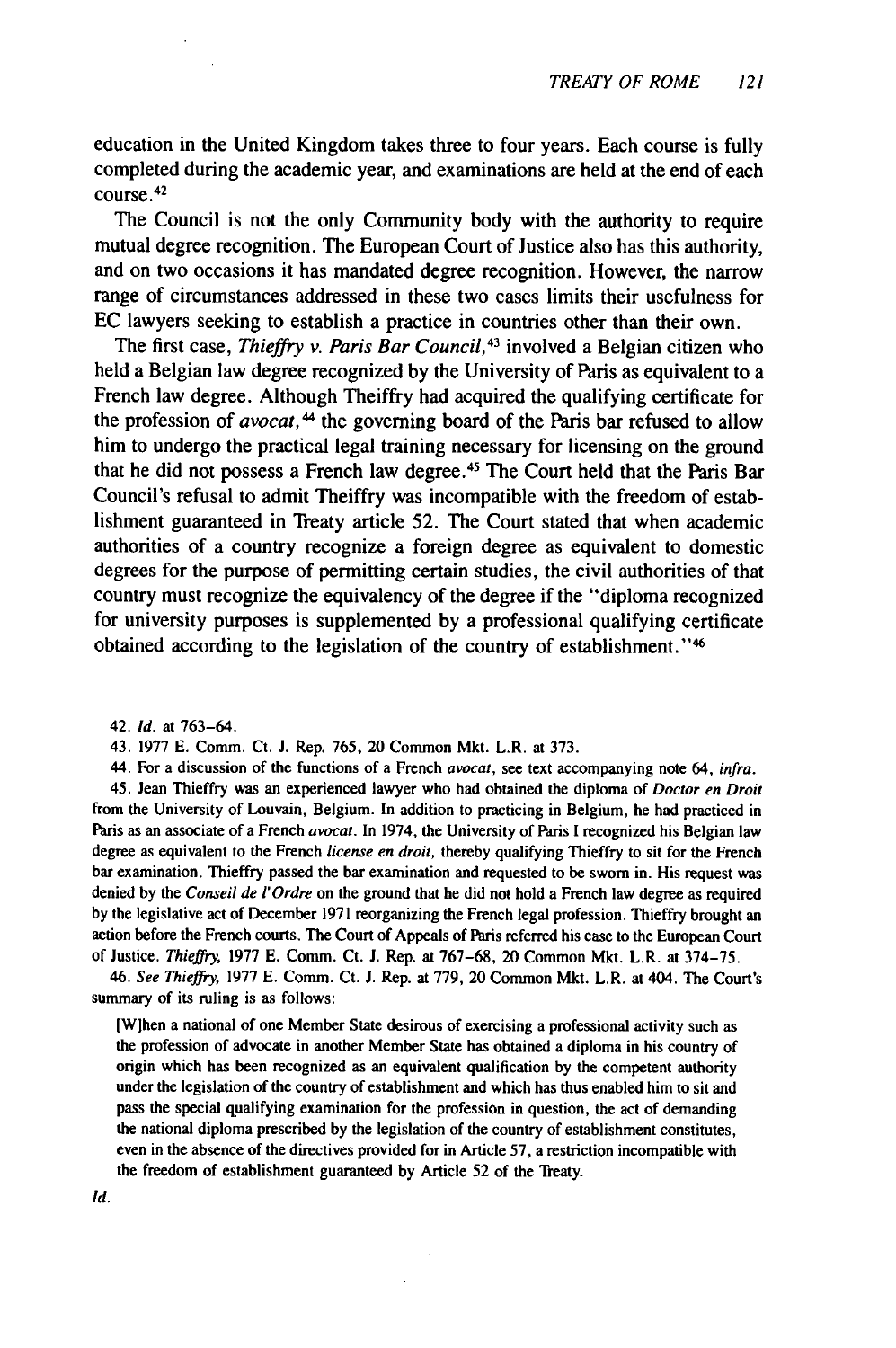education in the United Kingdom takes three to four years. Each course is fully completed during the academic year, and examinations are held at the end of each course.[42]

The Council is not the only Community body with the authority to require mutual degree recognition. The European Court of Justice also has this authority, and on two occasions it has mandated degree recognition. However, the narrow range of circumstances addressed in these two cases limits their usefulness for EC lawyers seeking to establish a practice in countries other than their own.

The first case, *Thieffry v. Paris Bar Council*,[43] involved a Belgian citizen who held a Belgian law degree recognized by the University of Paris as equivalent to a French law degree. Although Theiffry had acquired the qualifying certificate for the profession of *avocat*,[44] the governing board of the Paris bar refused to allow him to undergo the practical legal training necessary for licensing on the ground that he did not possess a French law degree.[45] The Court held that the Paris Bar Council's refusal to admit Theiffry was incompatible with the freedom of establishment guaranteed in Treaty article 52. The Court stated that when academic authorities of a country recognize a foreign degree as equivalent to domestic degrees for the purpose of permitting certain studies, the civil authorities of that country must recognize the equivalency of the degree if the "diploma recognized for university purposes is supplemented by a professional qualifying certificate obtained according to the legislation of the country of establishment."[46]

42. *Id.* at 763–64.

43. 1977 E. Comm. Ct. J. Rep. 765, 20 Common Mkt. L.R. at 373.

44. For a discussion of the functions of a French *avocat*, see text accompanying note 64, *infra*.

45. Jean Thieffry was an experienced lawyer who had obtained the diploma of *Doctor en Droit* from the University of Louvain, Belgium. In addition to practicing in Belgium, he had practiced in Paris as an associate of a French *avocat*. In 1974, the University of Paris I recognized his Belgian law degree as equivalent to the French *license en droit*, thereby qualifying Thieffry to sit for the French bar examination. Thieffry passed the bar examination and requested to be sworn in. His request was denied by the *Conseil de l'Ordre* on the ground that he did not hold a French law degree as required by the legislative act of December 1971 reorganizing the French legal profession. Thieffry brought an action before the French courts. The Court of Appeals of Paris referred his case to the European Court of Justice. *Thieffry*, 1977 E. Comm. Ct. J. Rep. at 767–68, 20 Common Mkt. L.R. at 374–75.

46. *See Thieffry*, 1977 E. Comm. Ct. J. Rep. at 779, 20 Common Mkt. L.R. at 404. The Court's summary of its ruling is as follows:

> [W]hen a national of one Member State desirous of exercising a professional activity such as the profession of advocate in another Member State has obtained a diploma in his country of origin which has been recognized as an equivalent qualification by the competent authority under the legislation of the country of establishment and which has thus enabled him to sit and pass the special qualifying examination for the profession in question, the act of demanding the national diploma prescribed by the legislation of the country of establishment constitutes, even in the absence of the directives provided for in Article 57, a restriction incompatible with the freedom of establishment guaranteed by Article 52 of the Treaty.

*Id.*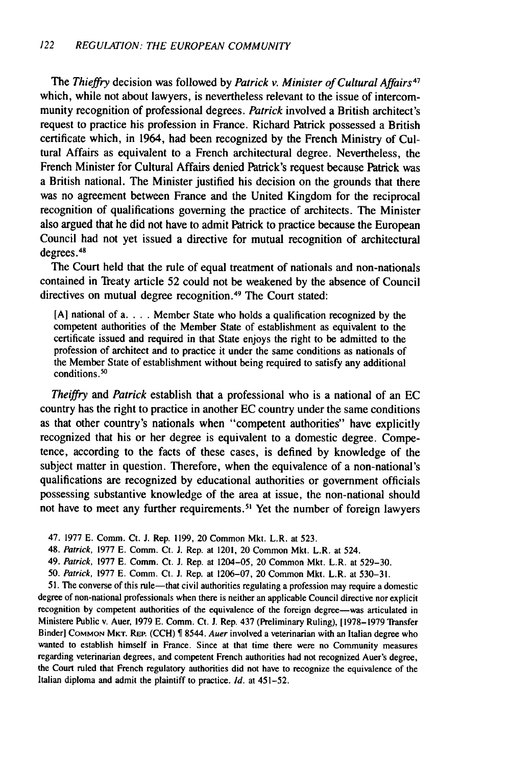The *Thieffry* decision was followed by *Patrick v. Minister of Cultural Affairs*[47] which, while not about lawyers, is nevertheless relevant to the issue of intercommunity recognition of professional degrees. *Patrick* involved a British architect's request to practice his profession in France. Richard Patrick possessed a British certificate which, in 1964, had been recognized by the French Ministry of Cultural Affairs as equivalent to a French architectural degree. Nevertheless, the French Minister for Cultural Affairs denied Patrick's request because Patrick was a British national. The Minister justified his decision on the grounds that there was no agreement between France and the United Kingdom for the reciprocal recognition of qualifications governing the practice of architects. The Minister also argued that he did not have to admit Patrick to practice because the European Council had not yet issued a directive for mutual recognition of architectural degrees.[48]

The Court held that the rule of equal treatment of nationals and non-nationals contained in Treaty article 52 could not be weakened by the absence of Council directives on mutual degree recognition.[49] The Court stated:

> [A] national of a. . . . Member State who holds a qualification recognized by the competent authorities of the Member State of establishment as equivalent to the certificate issued and required in that State enjoys the right to be admitted to the profession of architect and to practice it under the same conditions as nationals of the Member State of establishment without being required to satisfy any additional conditions.[50]

*Theiffry* and *Patrick* establish that a professional who is a national of an EC country has the right to practice in another EC country under the same conditions as that other country's nationals when "competent authorities" have explicitly recognized that his or her degree is equivalent to a domestic degree. Competence, according to the facts of these cases, is defined by knowledge of the subject matter in question. Therefore, when the equivalence of a non-national's qualifications are recognized by educational authorities or government officials possessing substantive knowledge of the area at issue, the non-national should not have to meet any further requirements.[51] Yet the number of foreign lawyers

47. 1977 E. Comm. Ct. J. Rep. 1199, 20 Common Mkt. L.R. at 523.

48. *Patrick*, 1977 E. Comm. Ct. J. Rep. at 1201, 20 Common Mkt. L.R. at 524.

49. *Patrick*, 1977 E. Comm. Ct. J. Rep. at 1204–05, 20 Common Mkt. L.R. at 529–30.

50. *Patrick*, 1977 E. Comm. Ct. J. Rep. at 1206–07, 20 Common Mkt. L.R. at 530–31.

51. The converse of this rule—that civil authorities regulating a profession may require a domestic degree of non-national professionals when there is neither an applicable Council directive nor explicit recognition by competent authorities of the equivalence of the foreign degree—was articulated in Ministere Public v. Auer, 1979 E. Comm. Ct. J. Rep. 437 (Preliminary Ruling), [1978–1979 Transfer Binder] COMMON MKT. REP. (CCH) ¶ 8544. *Auer* involved a veterinarian with an Italian degree who wanted to establish himself in France. Since at that time there were no Community measures regarding veterinarian degrees, and competent French authorities had not recognized Auer's degree, the Court ruled that French regulatory authorities did not have to recognize the equivalence of the Italian diploma and admit the plaintiff to practice. *Id.* at 451–52.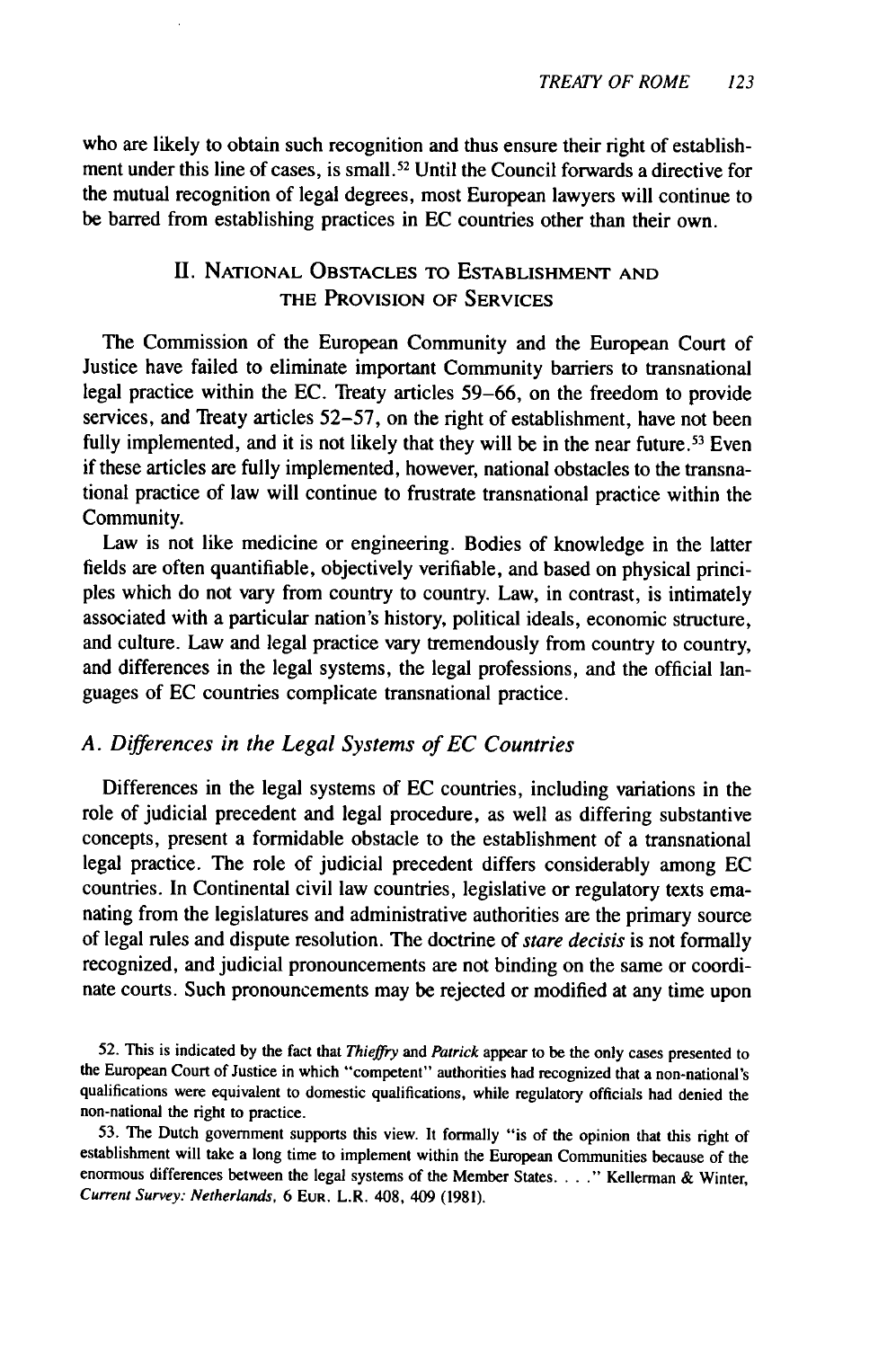who are likely to obtain such recognition and thus ensure their right of establishment under this line of cases, is small.[52] Until the Council forwards a directive for the mutual recognition of legal degrees, most European lawyers will continue to be barred from establishing practices in EC countries other than their own.

## II. National Obstacles to Establishment and the Provision of Services

The Commission of the European Community and the European Court of Justice have failed to eliminate important Community barriers to transnational legal practice within the EC. Treaty articles 59–66, on the freedom to provide services, and Treaty articles 52–57, on the right of establishment, have not been fully implemented, and it is not likely that they will be in the near future.[53] Even if these articles are fully implemented, however, national obstacles to the transnational practice of law will continue to frustrate transnational practice within the Community.

Law is not like medicine or engineering. Bodies of knowledge in the latter fields are often quantifiable, objectively verifiable, and based on physical principles which do not vary from country to country. Law, in contrast, is intimately associated with a particular nation's history, political ideals, economic structure, and culture. Law and legal practice vary tremendously from country to country, and differences in the legal systems, the legal professions, and the official languages of EC countries complicate transnational practice.

### A. *Differences in the Legal Systems of EC Countries*

Differences in the legal systems of EC countries, including variations in the role of judicial precedent and legal procedure, as well as differing substantive concepts, present a formidable obstacle to the establishment of a transnational legal practice. The role of judicial precedent differs considerably among EC countries. In Continental civil law countries, legislative or regulatory texts emanating from the legislatures and administrative authorities are the primary source of legal rules and dispute resolution. The doctrine of *stare decisis* is not formally recognized, and judicial pronouncements are not binding on the same or coordinate courts. Such pronouncements may be rejected or modified at any time upon

52. This is indicated by the fact that *Thieffry* and *Patrick* appear to be the only cases presented to the European Court of Justice in which "competent" authorities had recognized that a non-national's qualifications were equivalent to domestic qualifications, while regulatory officials had denied the non-national the right to practice.

53. The Dutch government supports this view. It formally "is of the opinion that this right of establishment will take a long time to implement within the European Communities because of the enormous differences between the legal systems of the Member States. . . ." Kellerman & Winter, *Current Survey: Netherlands*, 6 Eur. L.R. 408, 409 (1981).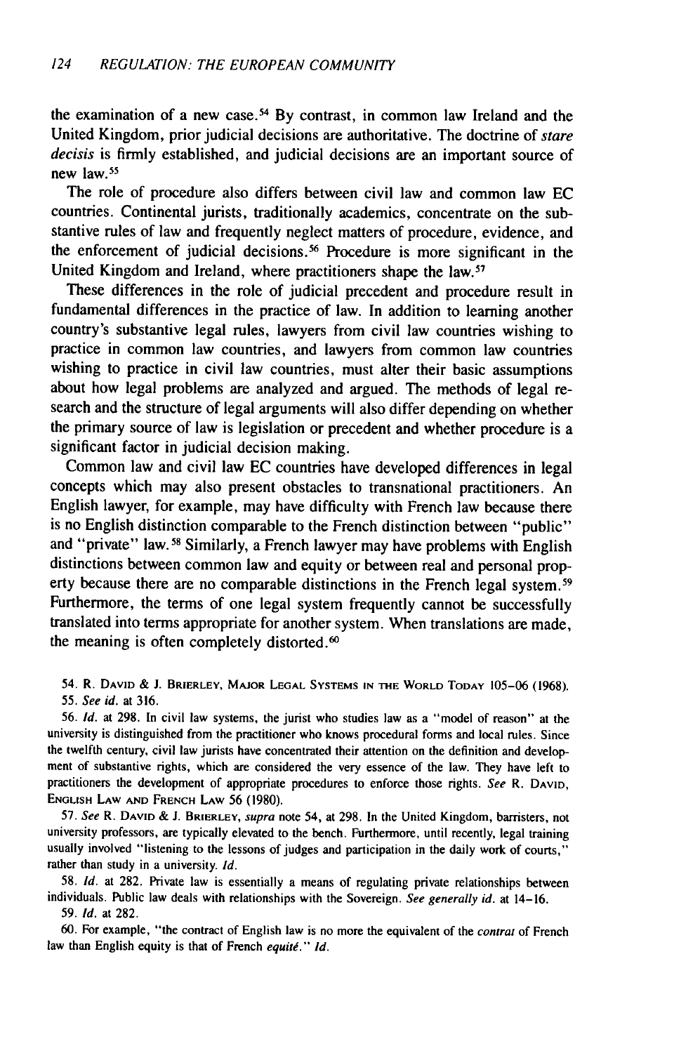the examination of a new case.[54] By contrast, in common law Ireland and the United Kingdom, prior judicial decisions are authoritative. The doctrine of *stare decisis* is firmly established, and judicial decisions are an important source of new law.[55]

The role of procedure also differs between civil law and common law EC countries. Continental jurists, traditionally academics, concentrate on the substantive rules of law and frequently neglect matters of procedure, evidence, and the enforcement of judicial decisions.[56] Procedure is more significant in the United Kingdom and Ireland, where practitioners shape the law.[57]

These differences in the role of judicial precedent and procedure result in fundamental differences in the practice of law. In addition to learning another country's substantive legal rules, lawyers from civil law countries wishing to practice in common law countries, and lawyers from common law countries wishing to practice in civil law countries, must alter their basic assumptions about how legal problems are analyzed and argued. The methods of legal research and the structure of legal arguments will also differ depending on whether the primary source of law is legislation or precedent and whether procedure is a significant factor in judicial decision making.

Common law and civil law EC countries have developed differences in legal concepts which may also present obstacles to transnational practitioners. An English lawyer, for example, may have difficulty with French law because there is no English distinction comparable to the French distinction between "public" and "private" law.[58] Similarly, a French lawyer may have problems with English distinctions between common law and equity or between real and personal property because there are no comparable distinctions in the French legal system.[59] Furthermore, the terms of one legal system frequently cannot be successfully translated into terms appropriate for another system. When translations are made, the meaning is often completely distorted.[60]

54. R. David & J. Brierley, Major Legal Systems in the World Today 105–06 (1968).

55. *See id.* at 316.

56. *Id.* at 298. In civil law systems, the jurist who studies law as a "model of reason" at the university is distinguished from the practitioner who knows procedural forms and local rules. Since the twelfth century, civil law jurists have concentrated their attention on the definition and development of substantive rights, which are considered the very essence of the law. They have left to practitioners the development of appropriate procedures to enforce those rights. *See* R. David, English Law and French Law 56 (1980).

57. *See* R. David & J. Brierley, *supra* note 54, at 298. In the United Kingdom, barristers, not university professors, are typically elevated to the bench. Furthermore, until recently, legal training usually involved "listening to the lessons of judges and participation in the daily work of courts," rather than study in a university. *Id.*

58. *Id.* at 282. Private law is essentially a means of regulating private relationships between individuals. Public law deals with relationships with the Sovereign. *See generally id.* at 14–16.

59. *Id.* at 282.

60. For example, "the contract of English law is no more the equivalent of the *contrat* of French law than English equity is that of French *equité*." *Id.*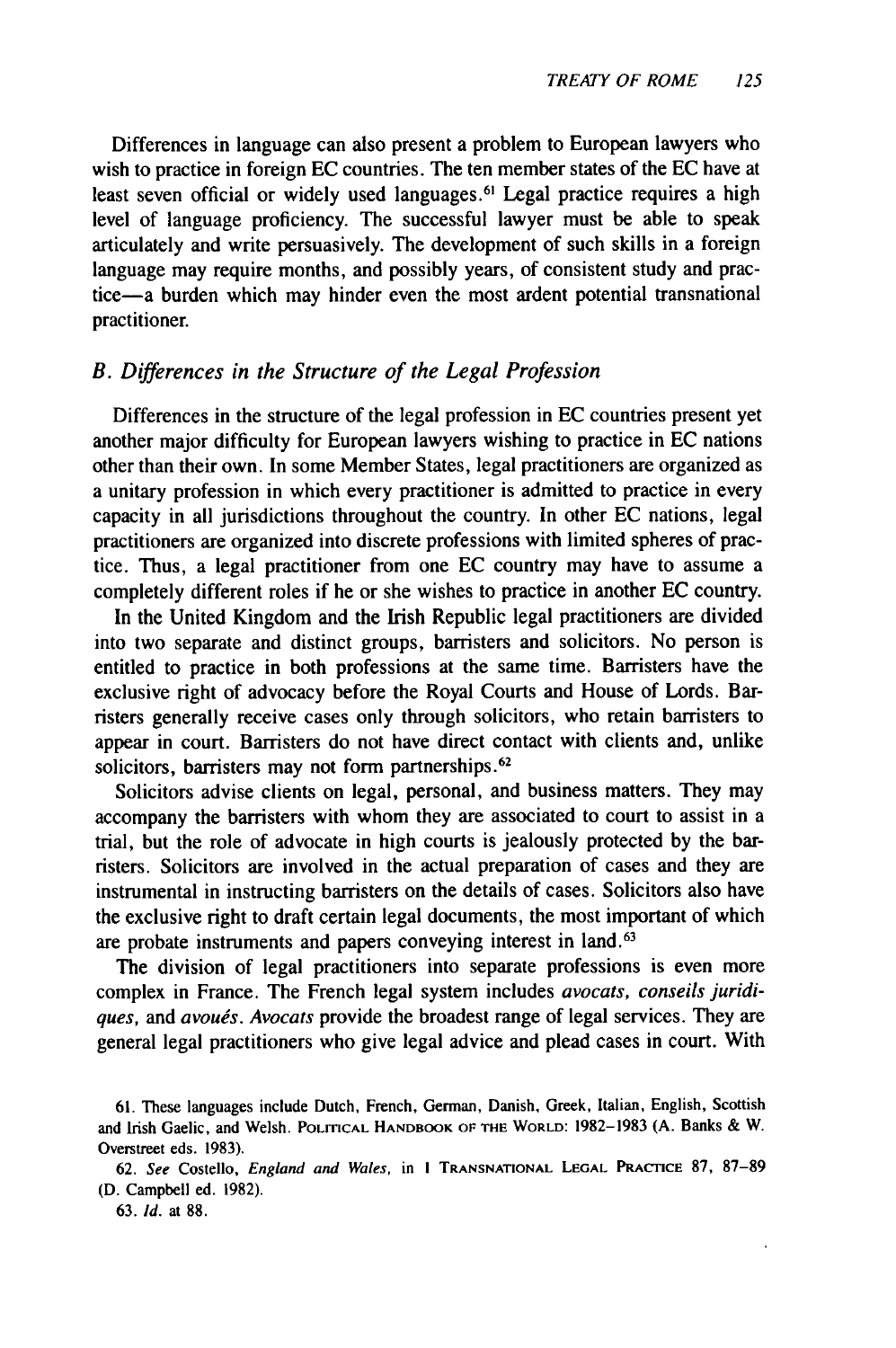Differences in language can also present a problem to European lawyers who wish to practice in foreign EC countries. The ten member states of the EC have at least seven official or widely used languages.[61] Legal practice requires a high level of language proficiency. The successful lawyer must be able to speak articulately and write persuasively. The development of such skills in a foreign language may require months, and possibly years, of consistent study and practice—a burden which may hinder even the most ardent potential transnational practitioner.

### *B. Differences in the Structure of the Legal Profession*

Differences in the structure of the legal profession in EC countries present yet another major difficulty for European lawyers wishing to practice in EC nations other than their own. In some Member States, legal practitioners are organized as a unitary profession in which every practitioner is admitted to practice in every capacity in all jurisdictions throughout the country. In other EC nations, legal practitioners are organized into discrete professions with limited spheres of practice. Thus, a legal practitioner from one EC country may have to assume a completely different roles if he or she wishes to practice in another EC country.

In the United Kingdom and the Irish Republic legal practitioners are divided into two separate and distinct groups, barristers and solicitors. No person is entitled to practice in both professions at the same time. Barristers have the exclusive right of advocacy before the Royal Courts and House of Lords. Barristers generally receive cases only through solicitors, who retain barristers to appear in court. Barristers do not have direct contact with clients and, unlike solicitors, barristers may not form partnerships.[62]

Solicitors advise clients on legal, personal, and business matters. They may accompany the barristers with whom they are associated to court to assist in a trial, but the role of advocate in high courts is jealously protected by the barristers. Solicitors are involved in the actual preparation of cases and they are instrumental in instructing barristers on the details of cases. Solicitors also have the exclusive right to draft certain legal documents, the most important of which are probate instruments and papers conveying interest in land.[63]

The division of legal practitioners into separate professions is even more complex in France. The French legal system includes *avocats*, *conseils juridiques*, and *avoués*. *Avocats* provide the broadest range of legal services. They are general legal practitioners who give legal advice and plead cases in court. With

61. These languages include Dutch, French, German, Danish, Greek, Italian, English, Scottish and Irish Gaelic, and Welsh. POLITICAL HANDBOOK OF THE WORLD: 1982–1983 (A. Banks & W. Overstreet eds. 1983).

62. *See* Costello, *England and Wales*, in 1 TRANSNATIONAL LEGAL PRACTICE 87, 87–89 (D. Campbell ed. 1982).

63. *Id.* at 88.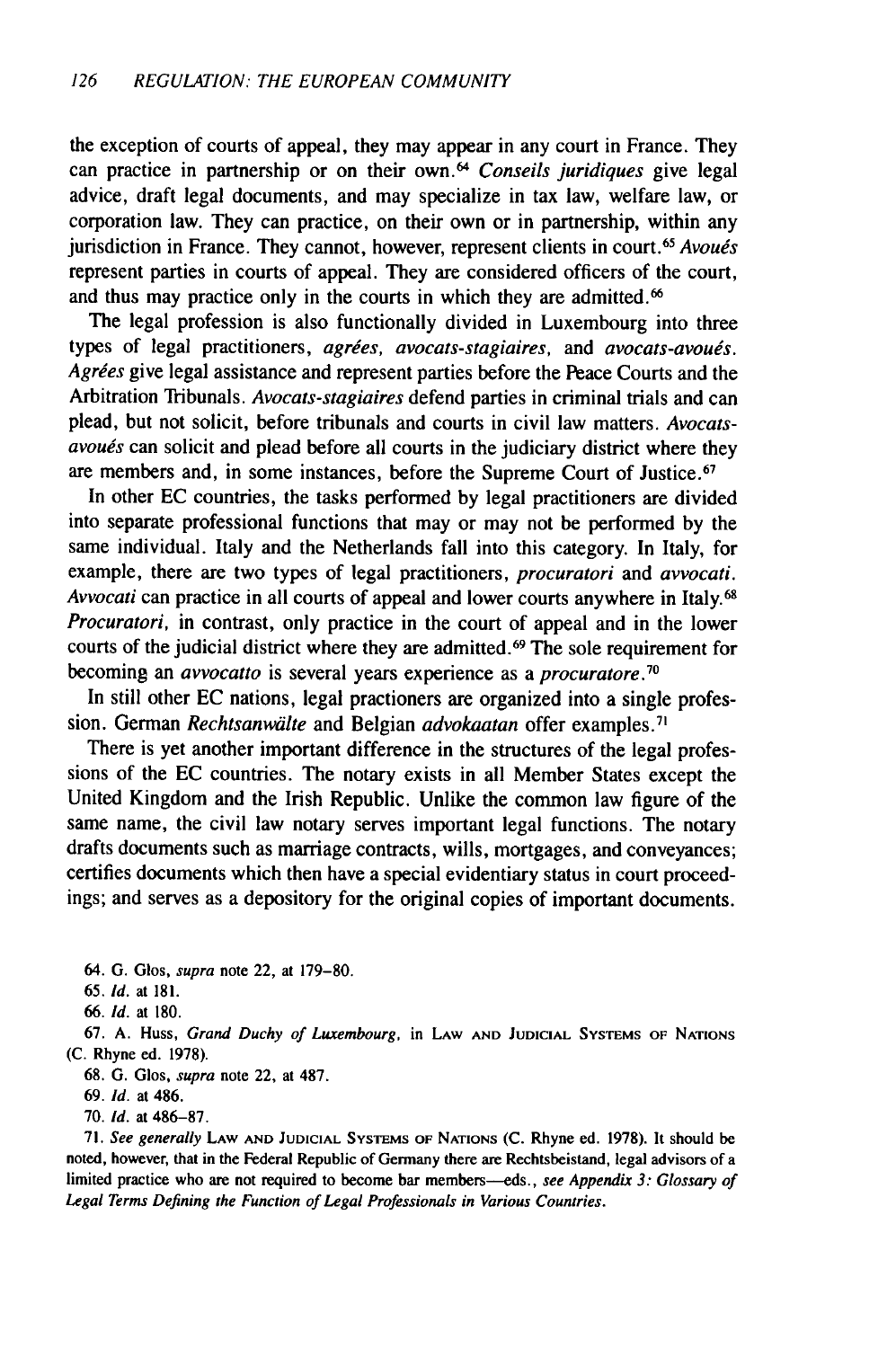the exception of courts of appeal, they may appear in any court in France. They can practice in partnership or on their own.[64] *Conseils juridiques* give legal advice, draft legal documents, and may specialize in tax law, welfare law, or corporation law. They can practice, on their own or in partnership, within any jurisdiction in France. They cannot, however, represent clients in court.[65] *Avoués* represent parties in courts of appeal. They are considered officers of the court, and thus may practice only in the courts in which they are admitted.[66]

The legal profession is also functionally divided in Luxembourg into three types of legal practitioners, *agrées, avocats-stagiaires,* and *avocats-avoués. Agrées* give legal assistance and represent parties before the Peace Courts and the Arbitration Tribunals. *Avocats-stagiaires* defend parties in criminal trials and can plead, but not solicit, before tribunals and courts in civil law matters. *Avocats-avoués* can solicit and plead before all courts in the judiciary district where they are members and, in some instances, before the Supreme Court of Justice.[67]

In other EC countries, the tasks performed by legal practitioners are divided into separate professional functions that may or may not be performed by the same individual. Italy and the Netherlands fall into this category. In Italy, for example, there are two types of legal practitioners, *procuratori* and *avvocati. Avvocati* can practice in all courts of appeal and lower courts anywhere in Italy.[68] *Procuratori,* in contrast, only practice in the court of appeal and in the lower courts of the judicial district where they are admitted.[69] The sole requirement for becoming an *avvocatto* is several years experience as a *procuratore.*[70]

In still other EC nations, legal practioners are organized into a single profession. German *Rechtsanwälte* and Belgian *advokaatan* offer examples.[71]

There is yet another important difference in the structures of the legal professions of the EC countries. The notary exists in all Member States except the United Kingdom and the Irish Republic. Unlike the common law figure of the same name, the civil law notary serves important legal functions. The notary drafts documents such as marriage contracts, wills, mortgages, and conveyances; certifies documents which then have a special evidentiary status in court proceedings; and serves as a depository for the original copies of important documents.

64. G. Glos, *supra* note 22, at 179–80.

65. *Id.* at 181.

66. *Id.* at 180.

67. A. Huss, *Grand Duchy of Luxembourg,* in LAW AND JUDICIAL SYSTEMS OF NATIONS (C. Rhyne ed. 1978).

68. G. Glos, *supra* note 22, at 487.

69. *Id.* at 486.

70. *Id.* at 486–87.

71. *See generally* LAW AND JUDICIAL SYSTEMS OF NATIONS (C. Rhyne ed. 1978). It should be noted, however, that in the Federal Republic of Germany there are Rechtsbeistand, legal advisors of a limited practice who are not required to become bar members—eds., *see Appendix 3: Glossary of Legal Terms Defining the Function of Legal Professionals in Various Countries.*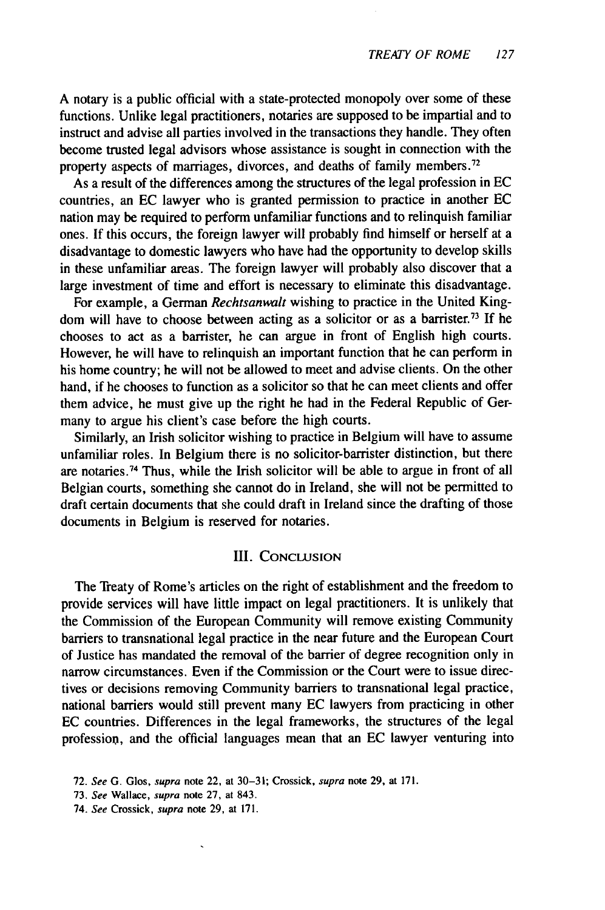A notary is a public official with a state-protected monopoly over some of these functions. Unlike legal practitioners, notaries are supposed to be impartial and to instruct and advise all parties involved in the transactions they handle. They often become trusted legal advisors whose assistance is sought in connection with the property aspects of marriages, divorces, and deaths of family members.[72]

As a result of the differences among the structures of the legal profession in EC countries, an EC lawyer who is granted permission to practice in another EC nation may be required to perform unfamiliar functions and to relinquish familiar ones. If this occurs, the foreign lawyer will probably find himself or herself at a disadvantage to domestic lawyers who have had the opportunity to develop skills in these unfamiliar areas. The foreign lawyer will probably also discover that a large investment of time and effort is necessary to eliminate this disadvantage.

For example, a German *Rechtsanwalt* wishing to practice in the United Kingdom will have to choose between acting as a solicitor or as a barrister.[73] If he chooses to act as a barrister, he can argue in front of English high courts. However, he will have to relinquish an important function that he can perform in his home country; he will not be allowed to meet and advise clients. On the other hand, if he chooses to function as a solicitor so that he can meet clients and offer them advice, he must give up the right he had in the Federal Republic of Germany to argue his client's case before the high courts.

Similarly, an Irish solicitor wishing to practice in Belgium will have to assume unfamiliar roles. In Belgium there is no solicitor-barrister distinction, but there are notaries.[74] Thus, while the Irish solicitor will be able to argue in front of all Belgian courts, something she cannot do in Ireland, she will not be permitted to draft certain documents that she could draft in Ireland since the drafting of those documents in Belgium is reserved for notaries.

## III. Conclusion

The Treaty of Rome's articles on the right of establishment and the freedom to provide services will have little impact on legal practitioners. It is unlikely that the Commission of the European Community will remove existing Community barriers to transnational legal practice in the near future and the European Court of Justice has mandated the removal of the barrier of degree recognition only in narrow circumstances. Even if the Commission or the Court were to issue directives or decisions removing Community barriers to transnational legal practice, national barriers would still prevent many EC lawyers from practicing in other EC countries. Differences in the legal frameworks, the structures of the legal profession, and the official languages mean that an EC lawyer venturing into

72. *See* G. Glos, *supra* note 22, at 30–31; Crossick, *supra* note 29, at 171.

73. *See* Wallace, *supra* note 27, at 843.

74. *See* Crossick, *supra* note 29, at 171.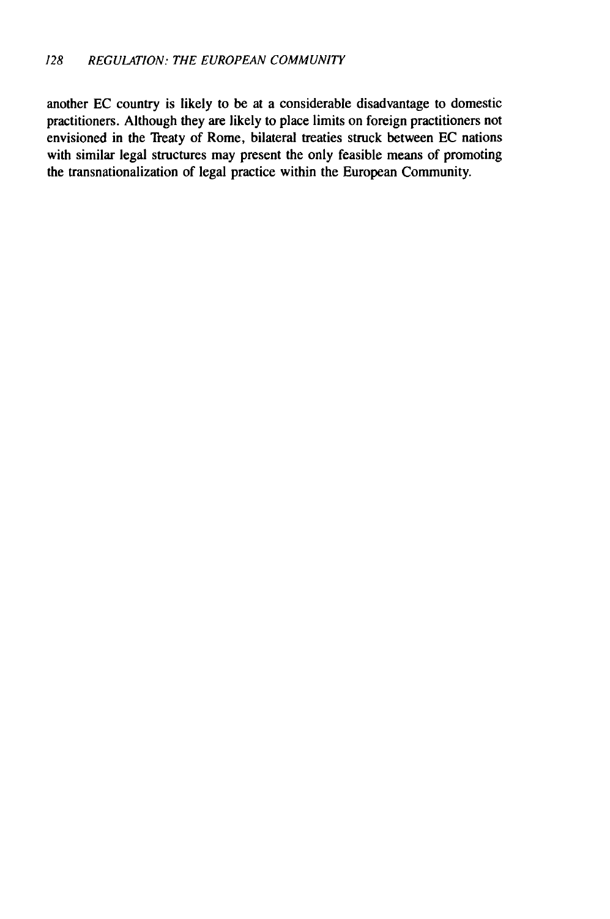another EC country is likely to be at a considerable disadvantage to domestic practitioners. Although they are likely to place limits on foreign practitioners not envisioned in the Treaty of Rome, bilateral treaties struck between EC nations with similar legal structures may present the only feasible means of promoting the transnationalization of legal practice within the European Community.